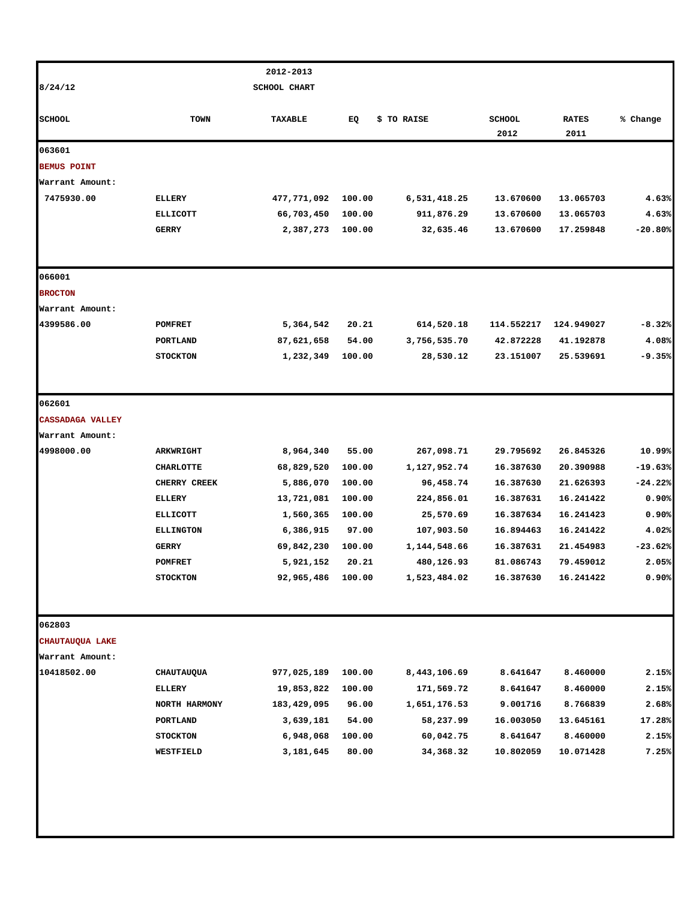8/24/12

**2012-2013**

**SCHOOL CHART**

| SCHOOL | TOWN | TAXABLE | EQ | $ TO RAISE | SCHOOL 2012 | RATES 2011 | % Change |
|---|---|---|---|---|---|---|---|
| 063601 | | | | | | | |
| BEMUS POINT | | | | | | | |
| Warrant Amount: | | | | | | | |
| 7475930.00 | ELLERY | 477,771,092 | 100.00 | 6,531,418.25 | 13.670600 | 13.065703 | 4.63% |
| | ELLICOTT | 66,703,450 | 100.00 | 911,876.29 | 13.670600 | 13.065703 | 4.63% |
| | GERRY | 2,387,273 | 100.00 | 32,635.46 | 13.670600 | 17.259848 | -20.80% |
| 066001 | | | | | | | |
| BROCTON | | | | | | | |
| Warrant Amount: | | | | | | | |
| 4399586.00 | POMFRET | 5,364,542 | 20.21 | 614,520.18 | 114.552217 | 124.949027 | -8.32% |
| | PORTLAND | 87,621,658 | 54.00 | 3,756,535.70 | 42.872228 | 41.192878 | 4.08% |
| | STOCKTON | 1,232,349 | 100.00 | 28,530.12 | 23.151007 | 25.539691 | -9.35% |
| 062601 | | | | | | | |
| CASSADAGA VALLEY | | | | | | | |
| Warrant Amount: | | | | | | | |
| 4998000.00 | ARKWRIGHT | 8,964,340 | 55.00 | 267,098.71 | 29.795692 | 26.845326 | 10.99% |
| | CHARLOTTE | 68,829,520 | 100.00 | 1,127,952.74 | 16.387630 | 20.390988 | -19.63% |
| | CHERRY CREEK | 5,886,070 | 100.00 | 96,458.74 | 16.387630 | 21.626393 | -24.22% |
| | ELLERY | 13,721,081 | 100.00 | 224,856.01 | 16.387631 | 16.241422 | 0.90% |
| | ELLICOTT | 1,560,365 | 100.00 | 25,570.69 | 16.387634 | 16.241423 | 0.90% |
| | ELLINGTON | 6,386,915 | 97.00 | 107,903.50 | 16.894463 | 16.241422 | 4.02% |
| | GERRY | 69,842,230 | 100.00 | 1,144,548.66 | 16.387631 | 21.454983 | -23.62% |
| | POMFRET | 5,921,152 | 20.21 | 480,126.93 | 81.086743 | 79.459012 | 2.05% |
| | STOCKTON | 92,965,486 | 100.00 | 1,523,484.02 | 16.387630 | 16.241422 | 0.90% |
| 062803 | | | | | | | |
| CHAUTAUQUA LAKE | | | | | | | |
| Warrant Amount: | | | | | | | |
| 10418502.00 | CHAUTAUQUA | 977,025,189 | 100.00 | 8,443,106.69 | 8.641647 | 8.460000 | 2.15% |
| | ELLERY | 19,853,822 | 100.00 | 171,569.72 | 8.641647 | 8.460000 | 2.15% |
| | NORTH HARMONY | 183,429,095 | 96.00 | 1,651,176.53 | 9.001716 | 8.766839 | 2.68% |
| | PORTLAND | 3,639,181 | 54.00 | 58,237.99 | 16.003050 | 13.645161 | 17.28% |
| | STOCKTON | 6,948,068 | 100.00 | 60,042.75 | 8.641647 | 8.460000 | 2.15% |
| | WESTFIELD | 3,181,645 | 80.00 | 34,368.32 | 10.802059 | 10.071428 | 7.25% |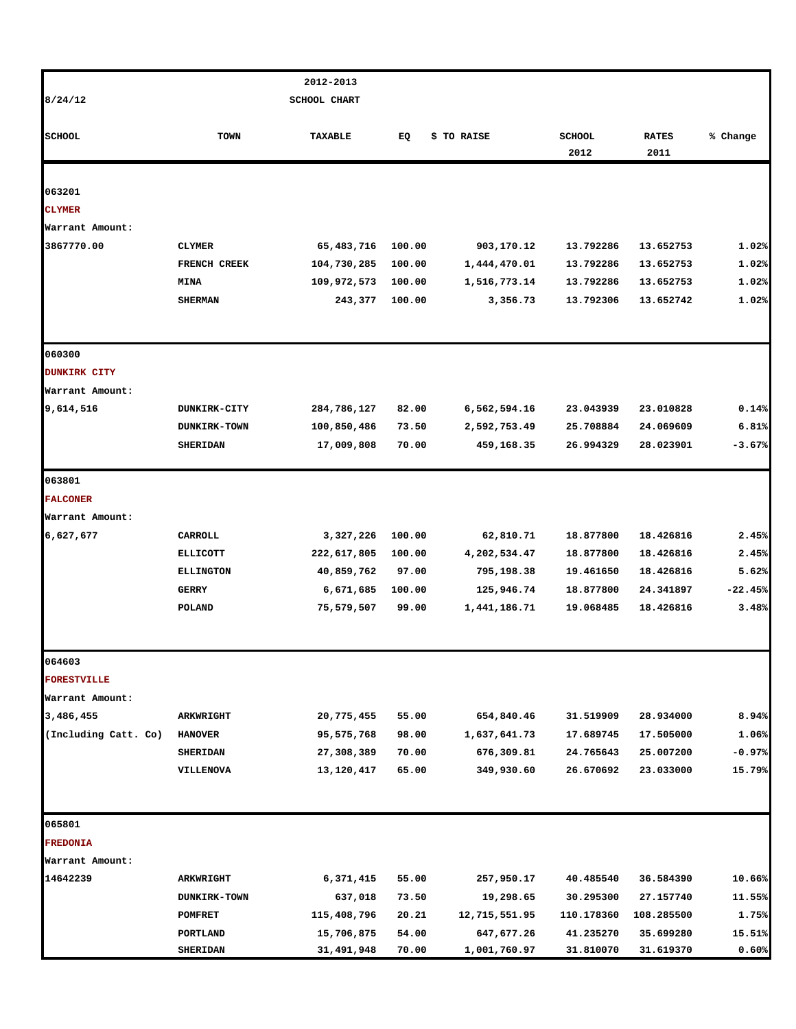8/24/12

2012-2013
SCHOOL CHART

| SCHOOL | TOWN | TAXABLE | EQ | $ TO RAISE | SCHOOL 2012 | RATES 2011 | % Change |
|---|---|---|---|---|---|---|---|
| 063201 | | | | | | | |
| **CLYMER** | | | | | | | |
| Warrant Amount: | | | | | | | |
| 3867770.00 | CLYMER | 65,483,716 | 100.00 | 903,170.12 | 13.792286 | 13.652753 | 1.02% |
| | FRENCH CREEK | 104,730,285 | 100.00 | 1,444,470.01 | 13.792286 | 13.652753 | 1.02% |
| | MINA | 109,972,573 | 100.00 | 1,516,773.14 | 13.792286 | 13.652753 | 1.02% |
| | SHERMAN | 243,377 | 100.00 | 3,356.73 | 13.792306 | 13.652742 | 1.02% |
| 060300 | | | | | | | |
| **DUNKIRK CITY** | | | | | | | |
| Warrant Amount: | | | | | | | |
| 9,614,516 | DUNKIRK-CITY | 284,786,127 | 82.00 | 6,562,594.16 | 23.043939 | 23.010828 | 0.14% |
| | DUNKIRK-TOWN | 100,850,486 | 73.50 | 2,592,753.49 | 25.708884 | 24.069609 | 6.81% |
| | SHERIDAN | 17,009,808 | 70.00 | 459,168.35 | 26.994329 | 28.023901 | -3.67% |
| 063801 | | | | | | | |
| **FALCONER** | | | | | | | |
| Warrant Amount: | | | | | | | |
| 6,627,677 | CARROLL | 3,327,226 | 100.00 | 62,810.71 | 18.877800 | 18.426816 | 2.45% |
| | ELLICOTT | 222,617,805 | 100.00 | 4,202,534.47 | 18.877800 | 18.426816 | 2.45% |
| | ELLINGTON | 40,859,762 | 97.00 | 795,198.38 | 19.461650 | 18.426816 | 5.62% |
| | GERRY | 6,671,685 | 100.00 | 125,946.74 | 18.877800 | 24.341897 | -22.45% |
| | POLAND | 75,579,507 | 99.00 | 1,441,186.71 | 19.068485 | 18.426816 | 3.48% |
| 064603 | | | | | | | |
| **FORESTVILLE** | | | | | | | |
| Warrant Amount: | | | | | | | |
| 3,486,455 | ARKWRIGHT | 20,775,455 | 55.00 | 654,840.46 | 31.519909 | 28.934000 | 8.94% |
| (Including Catt. Co) | HANOVER | 95,575,768 | 98.00 | 1,637,641.73 | 17.689745 | 17.505000 | 1.06% |
| | SHERIDAN | 27,308,389 | 70.00 | 676,309.81 | 24.765643 | 25.007200 | -0.97% |
| | VILLENOVA | 13,120,417 | 65.00 | 349,930.60 | 26.670692 | 23.033000 | 15.79% |
| 065801 | | | | | | | |
| **FREDONIA** | | | | | | | |
| Warrant Amount: | | | | | | | |
| 14642239 | ARKWRIGHT | 6,371,415 | 55.00 | 257,950.17 | 40.485540 | 36.584390 | 10.66% |
| | DUNKIRK-TOWN | 637,018 | 73.50 | 19,298.65 | 30.295300 | 27.157740 | 11.55% |
| | POMFRET | 115,408,796 | 20.21 | 12,715,551.95 | 110.178360 | 108.285500 | 1.75% |
| | PORTLAND | 15,706,875 | 54.00 | 647,677.26 | 41.235270 | 35.699280 | 15.51% |
| | SHERIDAN | 31,491,948 | 70.00 | 1,001,760.97 | 31.810070 | 31.619370 | 0.60% |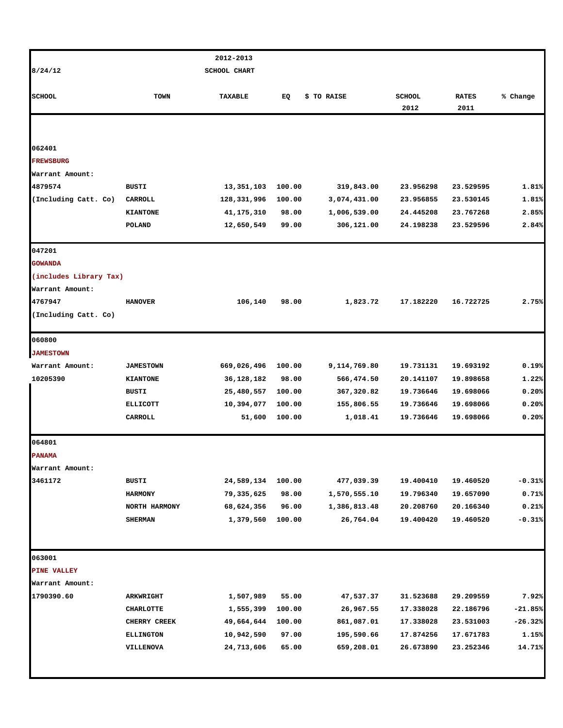8/24/12

**2012-2013**
**SCHOOL CHART**

| SCHOOL | TOWN | TAXABLE | EQ | $ TO RAISE | SCHOOL 2012 | RATES 2011 | % Change |
|---|---|---|---|---|---|---|---|
| 062401 | | | | | | | |
| **FREWSBURG** | | | | | | | |
| Warrant Amount: | | | | | | | |
| 4879574 | BUSTI | 13,351,103 | 100.00 | 319,843.00 | 23.956298 | 23.529595 | 1.81% |
| (Including Catt. Co) | CARROLL | 128,331,996 | 100.00 | 3,074,431.00 | 23.956855 | 23.530145 | 1.81% |
| | KIANTONE | 41,175,310 | 98.00 | 1,006,539.00 | 24.445208 | 23.767268 | 2.85% |
| | POLAND | 12,650,549 | 99.00 | 306,121.00 | 24.198238 | 23.529596 | 2.84% |
| 047201 | | | | | | | |
| **GOWANDA** | | | | | | | |
| (includes Library Tax) | | | | | | | |
| Warrant Amount: | | | | | | | |
| 4767947 | HANOVER | 106,140 | 98.00 | 1,823.72 | 17.182220 | 16.722725 | 2.75% |
| (Including Catt. Co) | | | | | | | |
| 060800 | | | | | | | |
| **JAMESTOWN** | | | | | | | |
| Warrant Amount: | JAMESTOWN | 669,026,496 | 100.00 | 9,114,769.80 | 19.731131 | 19.693192 | 0.19% |
| 10205390 | KIANTONE | 36,128,182 | 98.00 | 566,474.50 | 20.141107 | 19.898658 | 1.22% |
| | BUSTI | 25,480,557 | 100.00 | 367,320.82 | 19.736646 | 19.698066 | 0.20% |
| | ELLICOTT | 10,394,077 | 100.00 | 155,806.55 | 19.736646 | 19.698066 | 0.20% |
| | CARROLL | 51,600 | 100.00 | 1,018.41 | 19.736646 | 19.698066 | 0.20% |
| 064801 | | | | | | | |
| **PANAMA** | | | | | | | |
| Warrant Amount: | | | | | | | |
| 3461172 | BUSTI | 24,589,134 | 100.00 | 477,039.39 | 19.400410 | 19.460520 | -0.31% |
| | HARMONY | 79,335,625 | 98.00 | 1,570,555.10 | 19.796340 | 19.657090 | 0.71% |
| | NORTH HARMONY | 68,624,356 | 96.00 | 1,386,813.48 | 20.208760 | 20.166340 | 0.21% |
| | SHERMAN | 1,379,560 | 100.00 | 26,764.04 | 19.400420 | 19.460520 | -0.31% |
| 063001 | | | | | | | |
| **PINE VALLEY** | | | | | | | |
| Warrant Amount: | | | | | | | |
| 1790390.60 | ARKWRIGHT | 1,507,989 | 55.00 | 47,537.37 | 31.523688 | 29.209559 | 7.92% |
| | CHARLOTTE | 1,555,399 | 100.00 | 26,967.55 | 17.338028 | 22.186796 | -21.85% |
| | CHERRY CREEK | 49,664,644 | 100.00 | 861,087.01 | 17.338028 | 23.531003 | -26.32% |
| | ELLINGTON | 10,942,590 | 97.00 | 195,590.66 | 17.874256 | 17.671783 | 1.15% |
| | VILLENOVA | 24,713,606 | 65.00 | 659,208.01 | 26.673890 | 23.252346 | 14.71% |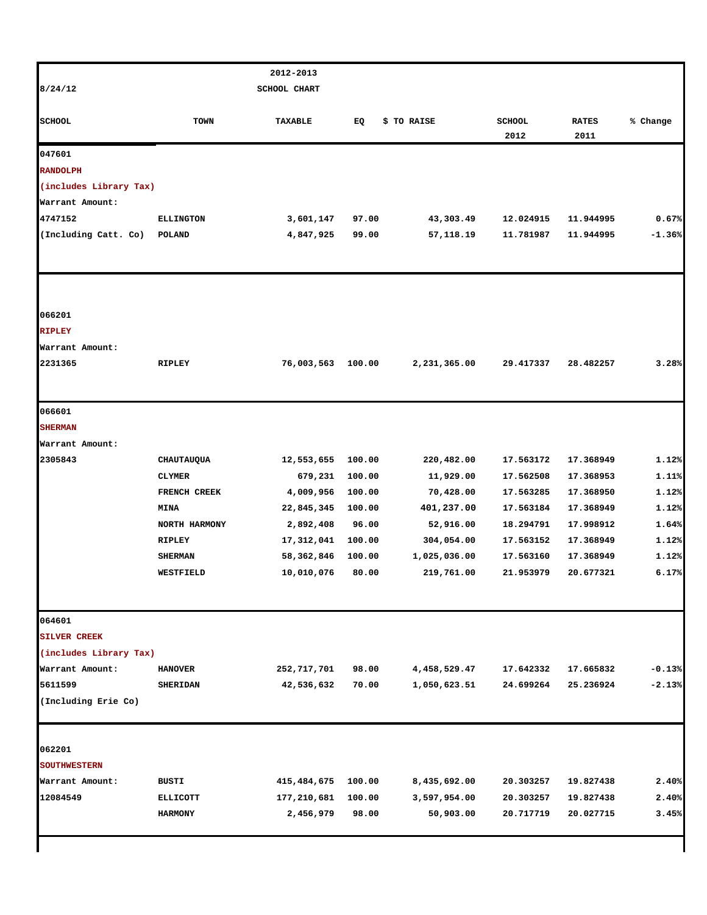8/24/12

**2012-2013 SCHOOL CHART**

| SCHOOL | TOWN | TAXABLE | EQ | $ TO RAISE | SCHOOL 2012 | RATES 2011 | % Change |
|---|---|---|---|---|---|---|---|
| 047601 | | | | | | | |
| **RANDOLPH** | | | | | | | |
| **(includes Library Tax)** | | | | | | | |
| Warrant Amount: | | | | | | | |
| 4747152 | ELLINGTON | 3,601,147 | 97.00 | 43,303.49 | 12.024915 | 11.944995 | 0.67% |
| (Including Catt. Co) | POLAND | 4,847,925 | 99.00 | 57,118.19 | 11.781987 | 11.944995 | -1.36% |
| 066201 | | | | | | | |
| **RIPLEY** | | | | | | | |
| Warrant Amount: | | | | | | | |
| 2231365 | RIPLEY | 76,003,563 | 100.00 | 2,231,365.00 | 29.417337 | 28.482257 | 3.28% |
| 066601 | | | | | | | |
| **SHERMAN** | | | | | | | |
| Warrant Amount: | | | | | | | |
| 2305843 | CHAUTAUQUA | 12,553,655 | 100.00 | 220,482.00 | 17.563172 | 17.368949 | 1.12% |
| | CLYMER | 679,231 | 100.00 | 11,929.00 | 17.562508 | 17.368953 | 1.11% |
| | FRENCH CREEK | 4,009,956 | 100.00 | 70,428.00 | 17.563285 | 17.368950 | 1.12% |
| | MINA | 22,845,345 | 100.00 | 401,237.00 | 17.563184 | 17.368949 | 1.12% |
| | NORTH HARMONY | 2,892,408 | 96.00 | 52,916.00 | 18.294791 | 17.998912 | 1.64% |
| | RIPLEY | 17,312,041 | 100.00 | 304,054.00 | 17.563152 | 17.368949 | 1.12% |
| | SHERMAN | 58,362,846 | 100.00 | 1,025,036.00 | 17.563160 | 17.368949 | 1.12% |
| | WESTFIELD | 10,010,076 | 80.00 | 219,761.00 | 21.953979 | 20.677321 | 6.17% |
| 064601 | | | | | | | |
| **SILVER CREEK** | | | | | | | |
| **(includes Library Tax)** | | | | | | | |
| Warrant Amount: | HANOVER | 252,717,701 | 98.00 | 4,458,529.47 | 17.642332 | 17.665832 | -0.13% |
| 5611599 | SHERIDAN | 42,536,632 | 70.00 | 1,050,623.51 | 24.699264 | 25.236924 | -2.13% |
| (Including Erie Co) | | | | | | | |
| 062201 | | | | | | | |
| **SOUTHWESTERN** | | | | | | | |
| Warrant Amount: | BUSTI | 415,484,675 | 100.00 | 8,435,692.00 | 20.303257 | 19.827438 | 2.40% |
| 12084549 | ELLICOTT | 177,210,681 | 100.00 | 3,597,954.00 | 20.303257 | 19.827438 | 2.40% |
| | HARMONY | 2,456,979 | 98.00 | 50,903.00 | 20.717719 | 20.027715 | 3.45% |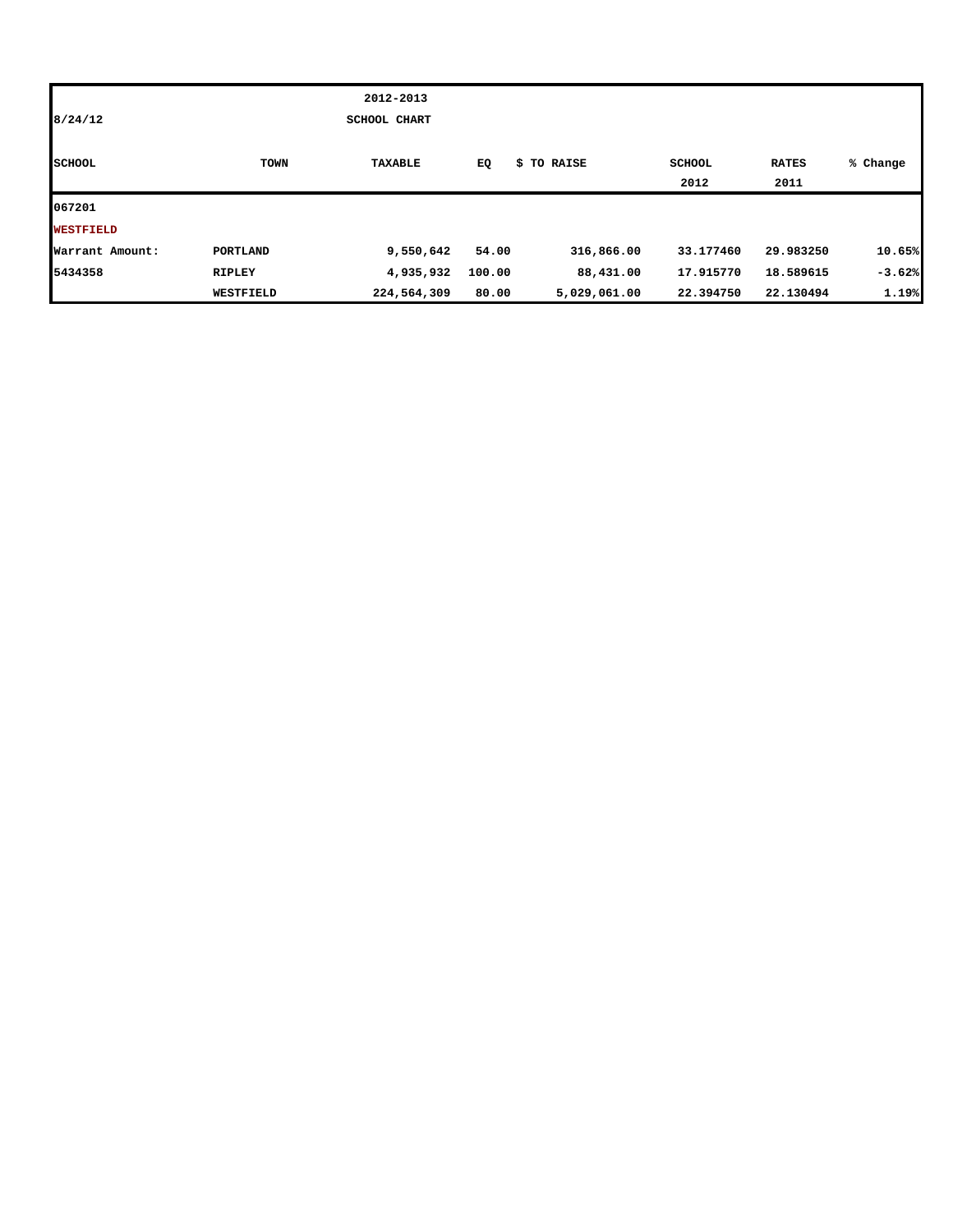| | | 2012-2013 | | | | | |
|---|---|---|---|---|---|---|---|
| 8/24/12 | | SCHOOL CHART | | | | | |
| SCHOOL | TOWN | TAXABLE | EQ | $ TO RAISE | SCHOOL 2012 | RATES 2011 | % Change |
| 067201 | | | | | | | |
| WESTFIELD | | | | | | | |
| Warrant Amount: | PORTLAND | 9,550,642 | 54.00 | 316,866.00 | 33.177460 | 29.983250 | 10.65% |
| 5434358 | RIPLEY | 4,935,932 | 100.00 | 88,431.00 | 17.915770 | 18.589615 | -3.62% |
| | WESTFIELD | 224,564,309 | 80.00 | 5,029,061.00 | 22.394750 | 22.130494 | 1.19% |